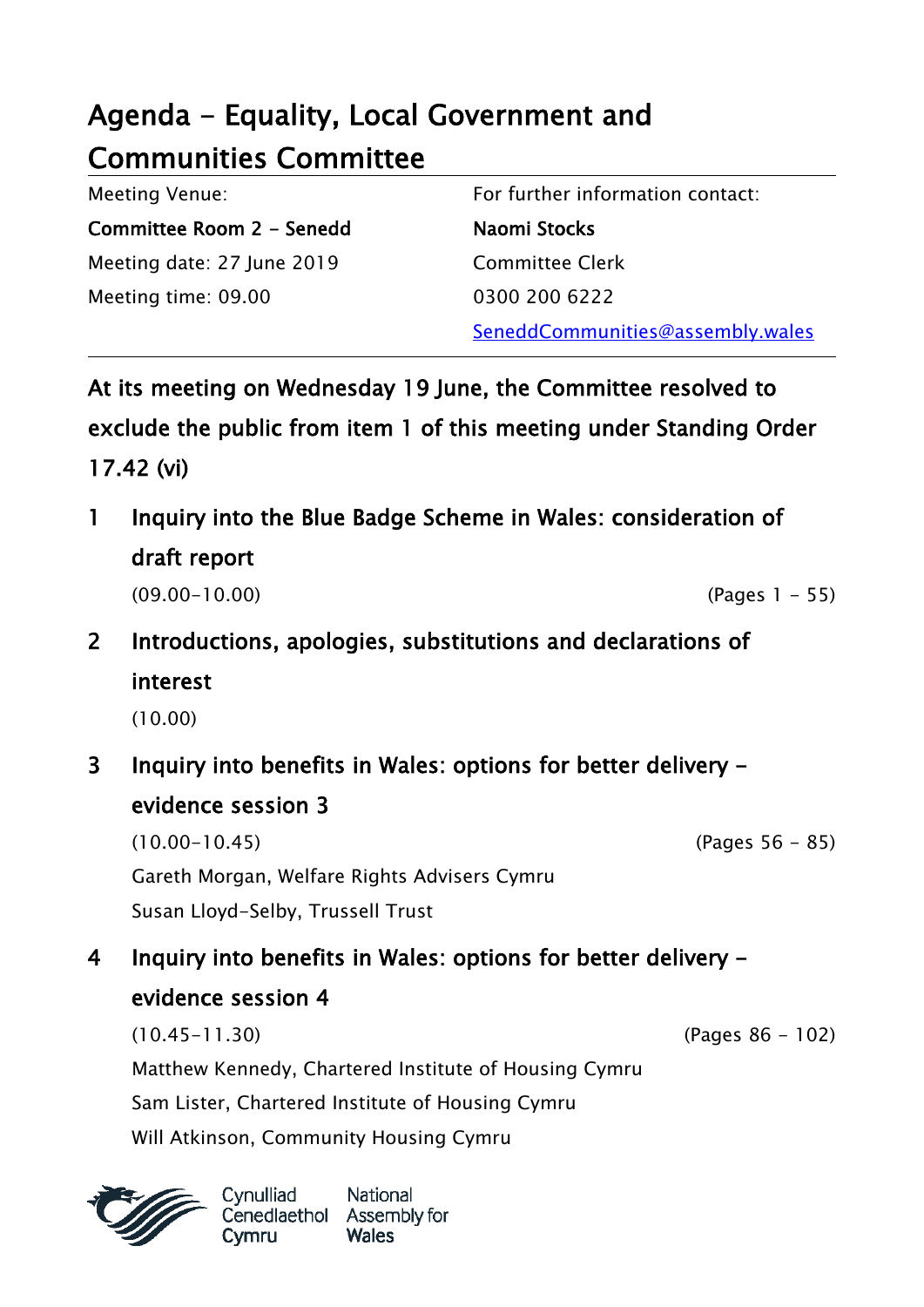# Agenda - Equality, Local Government and Communities Committee

| Meeting Venue: | For further information contact: |
|---|---|
| **Committee Room 2 - Senedd** | **Naomi Stocks** |
| Meeting date: 27 June 2019 | Committee Clerk |
| Meeting time: 09.00 | 0300 200 6222 |
| | SeneddCommunities@assembly.wales |

**At its meeting on Wednesday 19 June, the Committee resolved to exclude the public from item 1 of this meeting under Standing Order 17.42 (vi)**

**1 Inquiry into the Blue Badge Scheme in Wales: consideration of draft report**

(09.00-10.00) (Pages 1 - 55)

**2 Introductions, apologies, substitutions and declarations of interest**

(10.00)

**3 Inquiry into benefits in Wales: options for better delivery - evidence session 3**

(10.00-10.45) (Pages 56 - 85)

Gareth Morgan, Welfare Rights Advisers Cymru

Susan Lloyd-Selby, Trussell Trust

**4 Inquiry into benefits in Wales: options for better delivery - evidence session 4**

(10.45-11.30) (Pages 86 - 102)

Matthew Kennedy, Chartered Institute of Housing Cymru

Sam Lister, Chartered Institute of Housing Cymru

Will Atkinson, Community Housing Cymru

Cynulliad Cenedlaethol Cymru | National Assembly for Wales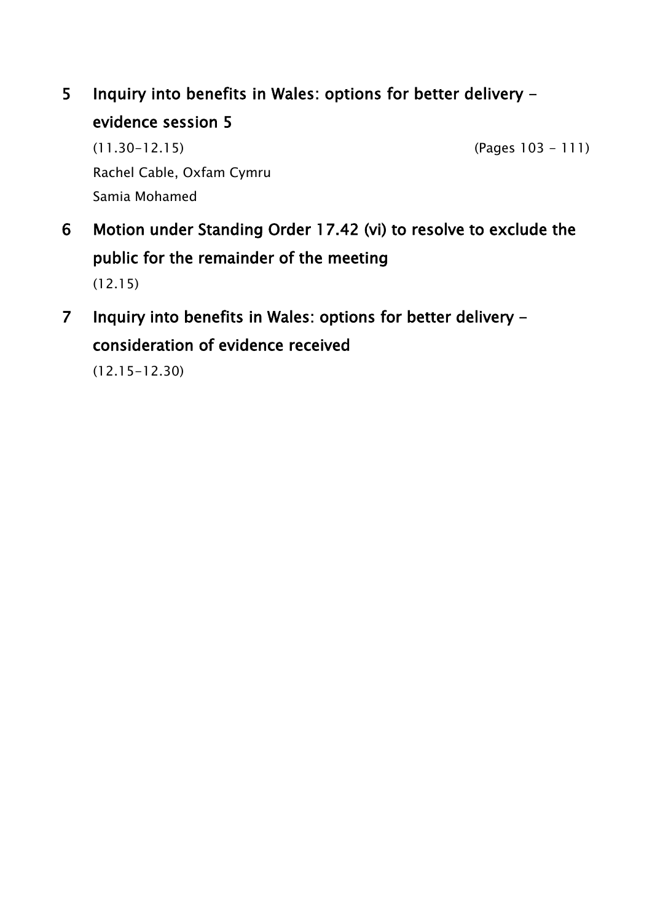**5 Inquiry into benefits in Wales: options for better delivery - evidence session 5**

(11.30-12.15) (Pages 103 - 111)

Rachel Cable, Oxfam Cymru

Samia Mohamed

**6 Motion under Standing Order 17.42 (vi) to resolve to exclude the public for the remainder of the meeting**

(12.15)

**7 Inquiry into benefits in Wales: options for better delivery - consideration of evidence received**

(12.15-12.30)